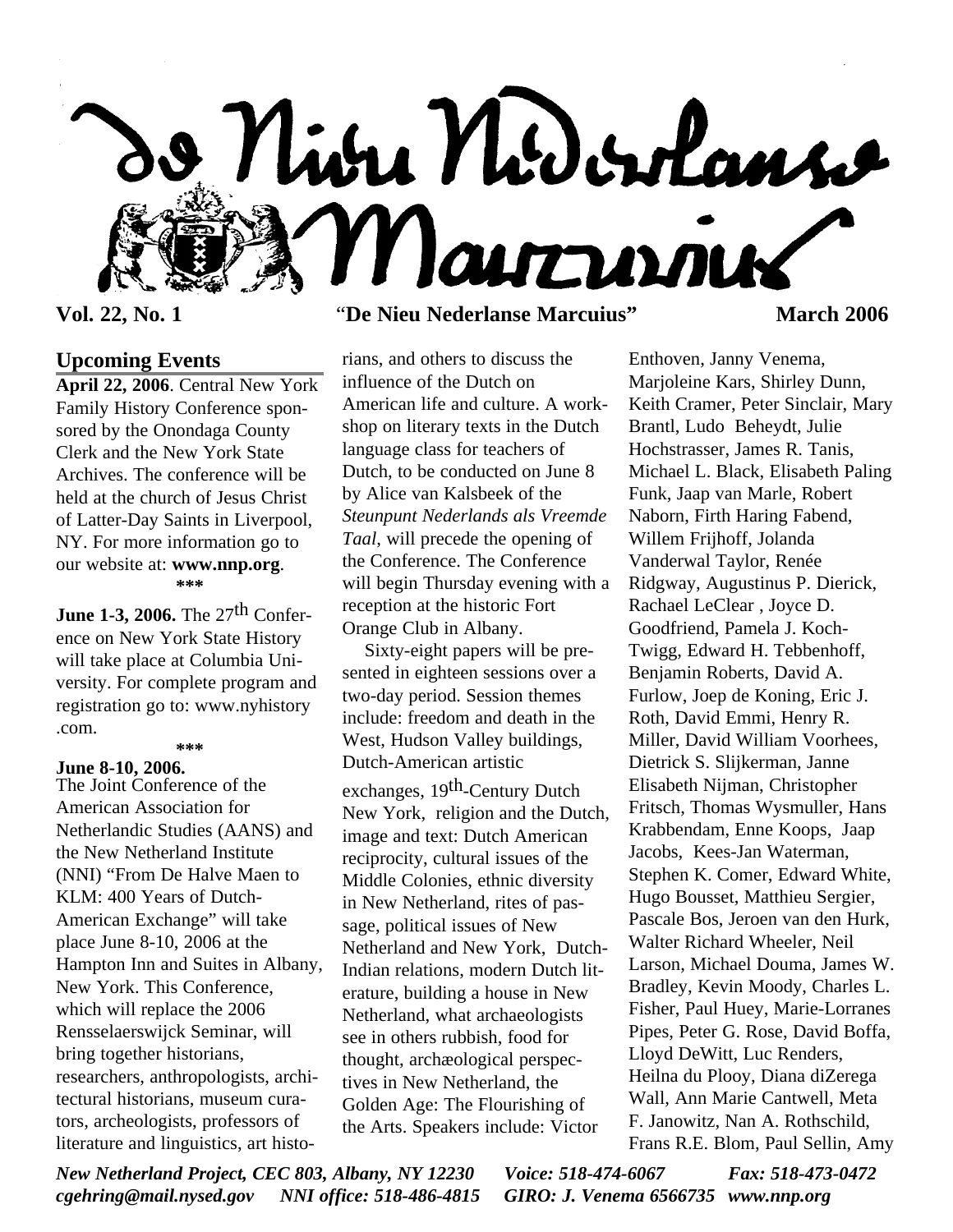# De Nieu Nederlanse Marcurius

**Vol. 22, No. 1** "**De Nieu Nederlanse Marcuius**" **March 2006**

## Upcoming Events

**April 22, 2006**. Central New York Family History Conference sponsored by the Onondaga County Clerk and the New York State Archives. The conference will be held at the church of Jesus Christ of Latter-Day Saints in Liverpool, NY. For more information go to our website at: **www.nnp.org**.

***

**June 1-3, 2006.** The 27th Conference on New York State History will take place at Columbia University. For complete program and registration go to: www.nyhistory .com.

***

**June 8-10, 2006.**
The Joint Conference of the American Association for Netherlandic Studies (AANS) and the New Netherland Institute (NNI) "From De Halve Maen to KLM: 400 Years of Dutch-American Exchange" will take place June 8-10, 2006 at the Hampton Inn and Suites in Albany, New York. This Conference, which will replace the 2006 Rensselaerswijck Seminar, will bring together historians, researchers, anthropologists, architectural historians, museum curators, archeologists, professors of literature and linguistics, art historians, and others to discuss the influence of the Dutch on American life and culture. A workshop on literary texts in the Dutch language class for teachers of Dutch, to be conducted on June 8 by Alice van Kalsbeek of the *Steunpunt Nederlands als Vreemde Taal*, will precede the opening of the Conference. The Conference will begin Thursday evening with a reception at the historic Fort Orange Club in Albany.

Sixty-eight papers will be presented in eighteen sessions over a two-day period. Session themes include: freedom and death in the West, Hudson Valley buildings, Dutch-American artistic exchanges, 19th-Century Dutch New York, religion and the Dutch, image and text: Dutch American reciprocity, cultural issues of the Middle Colonies, ethnic diversity in New Netherland, rites of passage, political issues of New Netherland and New York, Dutch-Indian relations, modern Dutch literature, building a house in New Netherland, what archaeologists see in others rubbish, food for thought, archæological perspectives in New Netherland, the Golden Age: The Flourishing of the Arts. Speakers include: Victor Enthoven, Janny Venema, Marjoleine Kars, Shirley Dunn, Keith Cramer, Peter Sinclair, Mary Brantl, Ludo Beheydt, Julie Hochstrasser, James R. Tanis, Michael L. Black, Elisabeth Paling Funk, Jaap van Marle, Robert Naborn, Firth Haring Fabend, Willem Frijhoff, Jolanda Vanderwal Taylor, Renée Ridgway, Augustinus P. Dierick, Rachael LeClear , Joyce D. Goodfriend, Pamela J. Koch-Twigg, Edward H. Tebbenhoff, Benjamin Roberts, David A. Furlow, Joep de Koning, Eric J. Roth, David Emmi, Henry R. Miller, David William Voorhees, Dietrick S. Slijkerman, Janne Elisabeth Nijman, Christopher Fritsch, Thomas Wysmuller, Hans Krabbendam, Enne Koops, Jaap Jacobs, Kees-Jan Waterman, Stephen K. Comer, Edward White, Hugo Bousset, Matthieu Sergier, Pascale Bos, Jeroen van den Hurk, Walter Richard Wheeler, Neil Larson, Michael Douma, James W. Bradley, Kevin Moody, Charles L. Fisher, Paul Huey, Marie-Lorranes Pipes, Peter G. Rose, David Boffa, Lloyd DeWitt, Luc Renders, Heilna du Plooy, Diana diZerega Wall, Ann Marie Cantwell, Meta F. Janowitz, Nan A. Rothschild, Frans R.E. Blom, Paul Sellin, Amy

*New Netherland Project, CEC 803, Albany, NY 12230 Voice: 518-474-6067 Fax: 518-473-0472*
*cgehring@mail.nysed.gov NNI office: 518-486-4815 GIRO: J. Venema 6566735 www.nnp.org*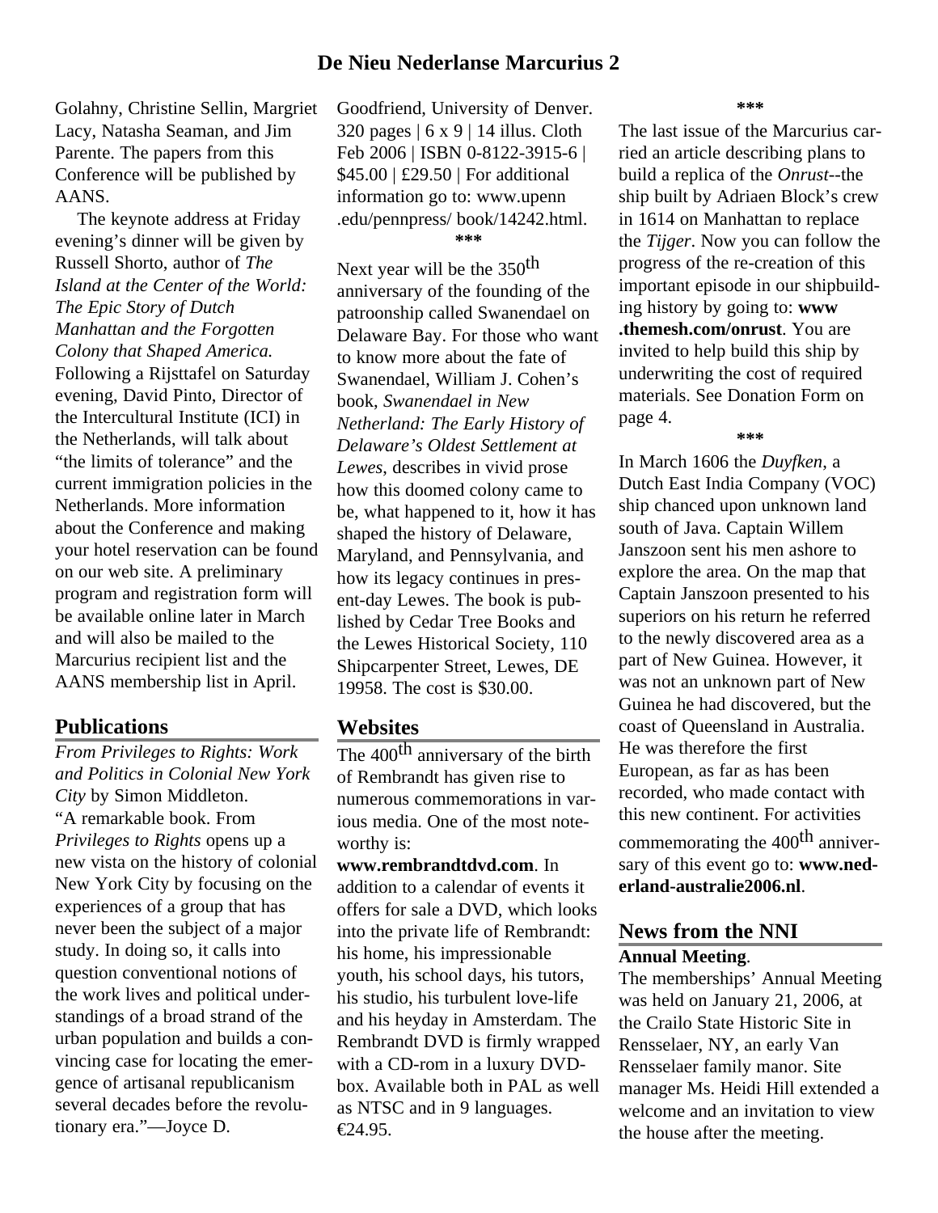Golahny, Christine Sellin, Margriet Lacy, Natasha Seaman, and Jim Parente. The papers from this Conference will be published by AANS.

The keynote address at Friday evening's dinner will be given by Russell Shorto, author of *The Island at the Center of the World: The Epic Story of Dutch Manhattan and the Forgotten Colony that Shaped America.* Following a Rijsttafel on Saturday evening, David Pinto, Director of the Intercultural Institute (ICI) in the Netherlands, will talk about "the limits of tolerance" and the current immigration policies in the Netherlands. More information about the Conference and making your hotel reservation can be found on our web site. A preliminary program and registration form will be available online later in March and will also be mailed to the Marcurius recipient list and the AANS membership list in April.

## Publications

*From Privileges to Rights: Work and Politics in Colonial New York City* by Simon Middleton. "A remarkable book. From *Privileges to Rights* opens up a new vista on the history of colonial New York City by focusing on the experiences of a group that has never been the subject of a major study. In doing so, it calls into question conventional notions of the work lives and political understandings of a broad strand of the urban population and builds a convincing case for locating the emergence of artisanal republicanism several decades before the revolutionary era."—Joyce D. Goodfriend, University of Denver. 320 pages | 6 x 9 | 14 illus. Cloth Feb 2006 | ISBN 0-8122-3915-6 | $45.00 | £29.50 | For additional information go to: www.upenn.edu/pennpress/ book/14242.html.

***

Next year will be the 350th anniversary of the founding of the patroonship called Swanendael on Delaware Bay. For those who want to know more about the fate of Swanendael, William J. Cohen's book, *Swanendael in New Netherland: The Early History of Delaware's Oldest Settlement at Lewes*, describes in vivid prose how this doomed colony came to be, what happened to it, how it has shaped the history of Delaware, Maryland, and Pennsylvania, and how its legacy continues in present-day Lewes. The book is published by Cedar Tree Books and the Lewes Historical Society, 110 Shipcarpenter Street, Lewes, DE 19958. The cost is $30.00.

## Websites

The 400th anniversary of the birth of Rembrandt has given rise to numerous commemorations in various media. One of the most noteworthy is:

**www.rembrandtdvd.com**. In addition to a calendar of events it offers for sale a DVD, which looks into the private life of Rembrandt: his home, his impressionable youth, his school days, his tutors, his studio, his turbulent love-life and his heyday in Amsterdam. The Rembrandt DVD is firmly wrapped with a CD-rom in a luxury DVD-box. Available both in PAL as well as NTSC and in 9 languages. €24.95.

***

The last issue of the Marcurius carried an article describing plans to build a replica of the *Onrust*--the ship built by Adriaen Block's crew in 1614 on Manhattan to replace the *Tijger*. Now you can follow the progress of the re-creation of this important episode in our shipbuilding history by going to: **www.themesh.com/onrust**. You are invited to help build this ship by underwriting the cost of required materials. See Donation Form on page 4.

***

In March 1606 the *Duyfken*, a Dutch East India Company (VOC) ship chanced upon unknown land south of Java. Captain Willem Janszoon sent his men ashore to explore the area. On the map that Captain Janszoon presented to his superiors on his return he referred to the newly discovered area as a part of New Guinea. However, it was not an unknown part of New Guinea he had discovered, but the coast of Queensland in Australia. He was therefore the first European, as far as has been recorded, who made contact with this new continent. For activities commemorating the 400th anniversary of this event go to: **www.nederland-australie2006.nl**.

## News from the NNI

**Annual Meeting**.

The memberships' Annual Meeting was held on January 21, 2006, at the Crailo State Historic Site in Rensselaer, NY, an early Van Rensselaer family manor. Site manager Ms. Heidi Hill extended a welcome and an invitation to view the house after the meeting.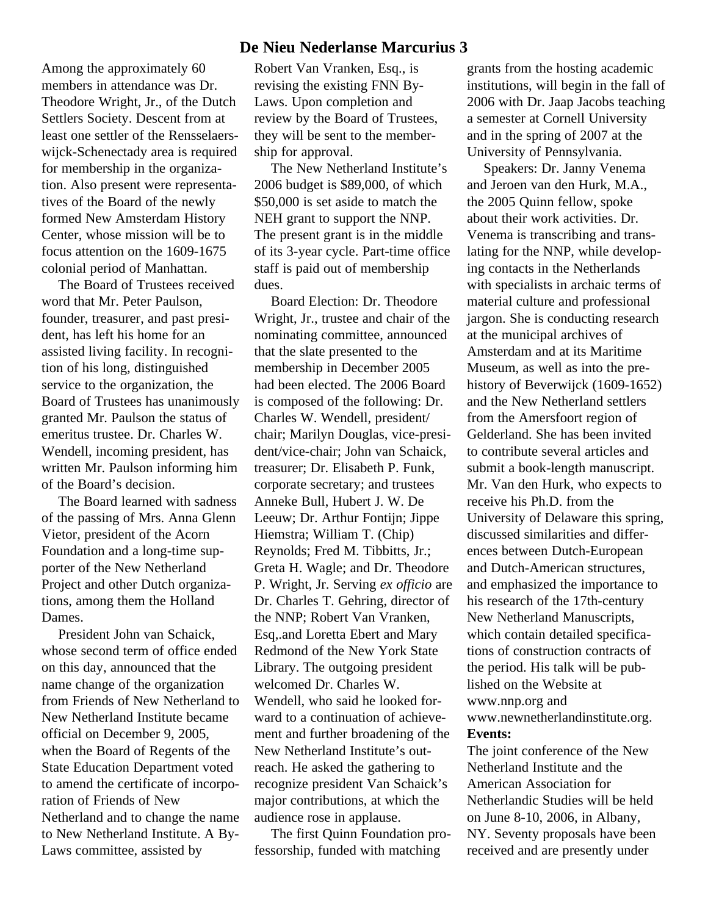Among the approximately 60 members in attendance was Dr. Theodore Wright, Jr., of the Dutch Settlers Society. Descent from at least one settler of the Rensselaerswijck-Schenectady area is required for membership in the organization. Also present were representatives of the Board of the newly formed New Amsterdam History Center, whose mission will be to focus attention on the 1609-1675 colonial period of Manhattan.

The Board of Trustees received word that Mr. Peter Paulson, founder, treasurer, and past president, has left his home for an assisted living facility. In recognition of his long, distinguished service to the organization, the Board of Trustees has unanimously granted Mr. Paulson the status of emeritus trustee. Dr. Charles W. Wendell, incoming president, has written Mr. Paulson informing him of the Board's decision.

The Board learned with sadness of the passing of Mrs. Anna Glenn Vietor, president of the Acorn Foundation and a long-time supporter of the New Netherland Project and other Dutch organizations, among them the Holland Dames.

President John van Schaick, whose second term of office ended on this day, announced that the name change of the organization from Friends of New Netherland to New Netherland Institute became official on December 9, 2005, when the Board of Regents of the State Education Department voted to amend the certificate of incorporation of Friends of New Netherland and to change the name to New Netherland Institute. A By-Laws committee, assisted by Robert Van Vranken, Esq., is revising the existing FNN By-Laws. Upon completion and review by the Board of Trustees, they will be sent to the membership for approval.

The New Netherland Institute's 2006 budget is $89,000, of which $50,000 is set aside to match the NEH grant to support the NNP. The present grant is in the middle of its 3-year cycle. Part-time office staff is paid out of membership dues.

Board Election: Dr. Theodore Wright, Jr., trustee and chair of the nominating committee, announced that the slate presented to the membership in December 2005 had been elected. The 2006 Board is composed of the following: Dr. Charles W. Wendell, president/chair; Marilyn Douglas, vice-president/vice-chair; John van Schaick, treasurer; Dr. Elisabeth P. Funk, corporate secretary; and trustees Anneke Bull, Hubert J. W. De Leeuw; Dr. Arthur Fontijn; Jippe Hiemstra; William T. (Chip) Reynolds; Fred M. Tibbitts, Jr.; Greta H. Wagle; and Dr. Theodore P. Wright, Jr. Serving *ex officio* are Dr. Charles T. Gehring, director of the NNP; Robert Van Vranken, Esq,.and Loretta Ebert and Mary Redmond of the New York State Library. The outgoing president welcomed Dr. Charles W. Wendell, who said he looked forward to a continuation of achievement and further broadening of the New Netherland Institute's outreach. He asked the gathering to recognize president Van Schaick's major contributions, at which the audience rose in applause.

The first Quinn Foundation professorship, funded with matching grants from the hosting academic institutions, will begin in the fall of 2006 with Dr. Jaap Jacobs teaching a semester at Cornell University and in the spring of 2007 at the University of Pennsylvania.

Speakers: Dr. Janny Venema and Jeroen van den Hurk, M.A., the 2005 Quinn fellow, spoke about their work activities. Dr. Venema is transcribing and translating for the NNP, while developing contacts in the Netherlands with specialists in archaic terms of material culture and professional jargon. She is conducting research at the municipal archives of Amsterdam and at its Maritime Museum, as well as into the prehistory of Beverwijck (1609-1652) and the New Netherland settlers from the Amersfoort region of Gelderland. She has been invited to contribute several articles and submit a book-length manuscript. Mr. Van den Hurk, who expects to receive his Ph.D. from the University of Delaware this spring, discussed similarities and differences between Dutch-European and Dutch-American structures, and emphasized the importance to his research of the 17th-century New Netherland Manuscripts, which contain detailed specifications of construction contracts of the period. His talk will be published on the Website at www.nnp.org and www.newnetherlandinstitute.org.

**Events:**

The joint conference of the New Netherland Institute and the American Association for Netherlandic Studies will be held on June 8-10, 2006, in Albany, NY. Seventy proposals have been received and are presently under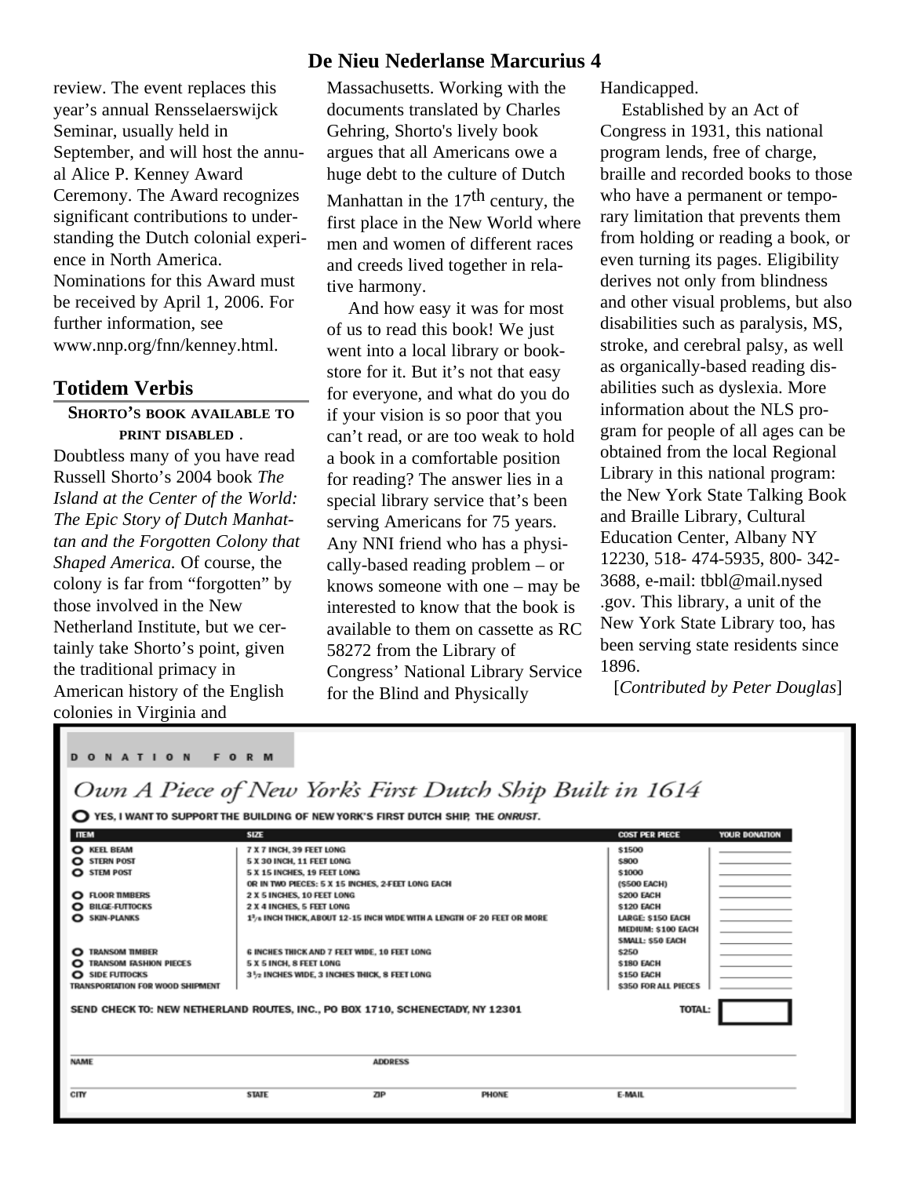review. The event replaces this year's annual Rensselaerswijck Seminar, usually held in September, and will host the annual Alice P. Kenney Award Ceremony. The Award recognizes significant contributions to understanding the Dutch colonial experience in North America. Nominations for this Award must be received by April 1, 2006. For further information, see www.nnp.org/fnn/kenney.html.

## Totidem Verbis

**SHORTO'S BOOK AVAILABLE TO PRINT DISABLED .**

Doubtless many of you have read Russell Shorto's 2004 book *The Island at the Center of the World: The Epic Story of Dutch Manhattan and the Forgotten Colony that Shaped America.* Of course, the colony is far from "forgotten" by those involved in the New Netherland Institute, but we certainly take Shorto's point, given the traditional primacy in American history of the English colonies in Virginia and Massachusetts. Working with the documents translated by Charles Gehring, Shorto's lively book argues that all Americans owe a huge debt to the culture of Dutch Manhattan in the 17th century, the first place in the New World where men and women of different races and creeds lived together in relative harmony.

And how easy it was for most of us to read this book! We just went into a local library or bookstore for it. But it's not that easy for everyone, and what do you do if your vision is so poor that you can't read, or are too weak to hold a book in a comfortable position for reading? The answer lies in a special library service that's been serving Americans for 75 years. Any NNI friend who has a physically-based reading problem – or knows someone with one – may be interested to know that the book is available to them on cassette as RC 58272 from the Library of Congress' National Library Service for the Blind and Physically Handicapped.

Established by an Act of Congress in 1931, this national program lends, free of charge, braille and recorded books to those who have a permanent or temporary limitation that prevents them from holding or reading a book, or even turning its pages. Eligibility derives not only from blindness and other visual problems, but also disabilities such as paralysis, MS, stroke, and cerebral palsy, as well as organically-based reading disabilities such as dyslexia. More information about the NLS program for people of all ages can be obtained from the local Regional Library in this national program: the New York State Talking Book and Braille Library, Cultural Education Center, Albany NY 12230, 518- 474-5935, 800- 342-3688, e-mail: tbbl@mail.nysed .gov. This library, a unit of the New York State Library too, has been serving state residents since 1896.

[*Contributed by Peter Douglas*]

---

DONATION FORM

## *Own A Piece of New York's First Dutch Ship Built in 1614*

○ YES, I WANT TO SUPPORT THE BUILDING OF NEW YORK'S FIRST DUTCH SHIP, THE *ONRUST*.

| ITEM | SIZE | COST PER PIECE | YOUR DONATION |
|---|---|---|---|
| ○ KEEL BEAM | 7 X 7 INCH, 39 FEET LONG | $1500 | |
| ○ STERN POST | 5 X 30 INCH, 11 FEET LONG | $800 | |
| ○ STEM POST | 5 X 15 INCHES, 19 FEET LONG | $1000 | |
| | OR IN TWO PIECES: 5 X 15 INCHES, 2-FEET LONG EACH | ($500 EACH) | |
| ○ FLOOR TIMBERS | 2 X 5 INCHES, 10 FEET LONG | $200 EACH | |
| ○ BILGE-FUTTOCKS | 2 X 4 INCHES, 5 FEET LONG | $120 EACH | |
| ○ SKIN-PLANKS | 1½ INCH THICK, ABOUT 12-15 INCH WIDE WITH A LENGTH OF 20 FEET OR MORE | LARGE: $150 EACH | |
| | | MEDIUM: $100 EACH | |
| | | SMALL: $50 EACH | |
| ○ TRANSOM TIMBER | 6 INCHES THICK AND 7 FEET WIDE, 10 FEET LONG | $250 | |
| ○ TRANSOM FASHION PIECES | 5 X 5 INCH, 8 FEET LONG | $180 EACH | |
| ○ SIDE FUTTOCKS | 3½ INCHES WIDE, 3 INCHES THICK, 8 FEET LONG | $150 EACH | |
| TRANSPORTATION FOR WOOD SHIPMENT | | $350 FOR ALL PIECES | |

SEND CHECK TO: NEW NETHERLAND ROUTES, INC., PO BOX 1710, SCHENECTADY, NY 12301

TOTAL:

NAME ADDRESS

CITY STATE ZIP PHONE E-MAIL